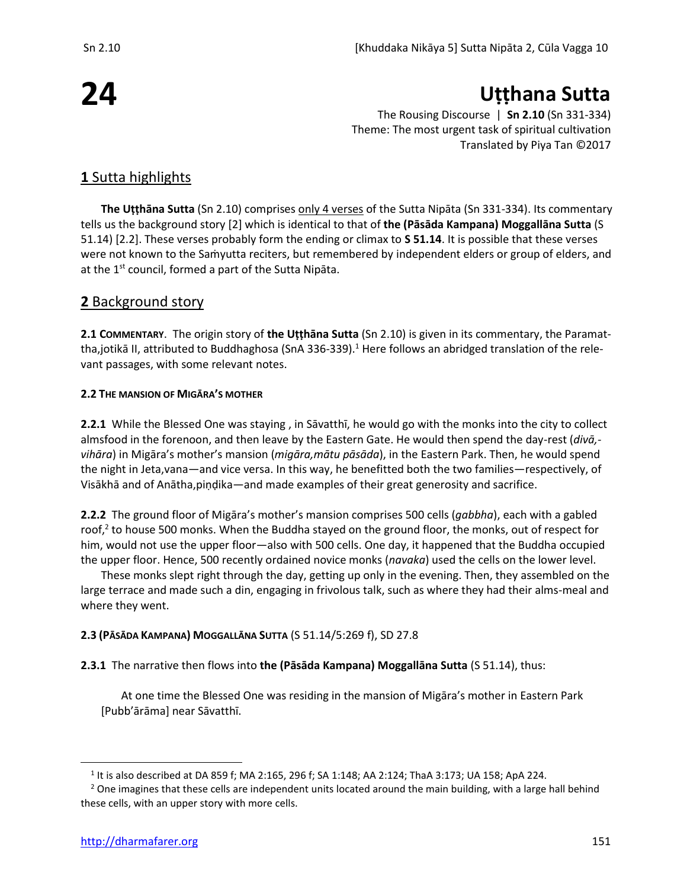# 24

# Uṭṭhana Sutta

The Rousing Discourse | **Sn 2.10** (Sn 331-334)
Theme: The most urgent task of spiritual cultivation
Translated by Piya Tan ©2017

## **1** Sutta highlights

**The Uṭṭhāna Sutta** (Sn 2.10) comprises only 4 verses of the Sutta Nipāta (Sn 331-334). Its commentary tells us the background story [2] which is identical to that of **the (Pāsāda Kampana) Moggallāna Sutta** (S 51.14) [2.2]. These verses probably form the ending or climax to **S 51.14**. It is possible that these verses were not known to the Saṁyutta reciters, but remembered by independent elders or group of elders, and at the 1st council, formed a part of the Sutta Nipāta.

## **2** Background story

**2.1 COMMENTARY**. The origin story of **the Uṭṭhāna Sutta** (Sn 2.10) is given in its commentary, the Paramattha,jotikā II, attributed to Buddhaghosa (SnA 336-339).[1] Here follows an abridged translation of the relevant passages, with some relevant notes.

#### 2.2 THE MANSION OF MIGĀRA'S MOTHER

**2.2.1** While the Blessed One was staying , in Sāvatthī, he would go with the monks into the city to collect almsfood in the forenoon, and then leave by the Eastern Gate. He would then spend the day-rest (*divā,vihāra*) in Migāra's mother's mansion (*migāra,mātu pāsāda*), in the Eastern Park. Then, he would spend the night in Jeta,vana—and vice versa. In this way, he benefitted both the two families—respectively, of Visākhā and of Anātha,piṇḍika—and made examples of their great generosity and sacrifice.

**2.2.2** The ground floor of Migāra's mother's mansion comprises 500 cells (*gabbha*), each with a gabled roof,[2] to house 500 monks. When the Buddha stayed on the ground floor, the monks, out of respect for him, would not use the upper floor—also with 500 cells. One day, it happened that the Buddha occupied the upper floor. Hence, 500 recently ordained novice monks (*navaka*) used the cells on the lower level.

These monks slept right through the day, getting up only in the evening. Then, they assembled on the large terrace and made such a din, engaging in frivolous talk, such as where they had their alms-meal and where they went.

#### 2.3 (PĀSĀDA KAMPANA) MOGGALLĀNA SUTTA (S 51.14/5:269 f), SD 27.8

**2.3.1** The narrative then flows into **the (Pāsāda Kampana) Moggallāna Sutta** (S 51.14), thus:

> At one time the Blessed One was residing in the mansion of Migāra's mother in Eastern Park [Pubb'ārāma] near Sāvatthī.

---

[1] It is also described at DA 859 f; MA 2:165, 296 f; SA 1:148; AA 2:124; ThaA 3:173; UA 158; ApA 224.

[2] One imagines that these cells are independent units located around the main building, with a large hall behind these cells, with an upper story with more cells.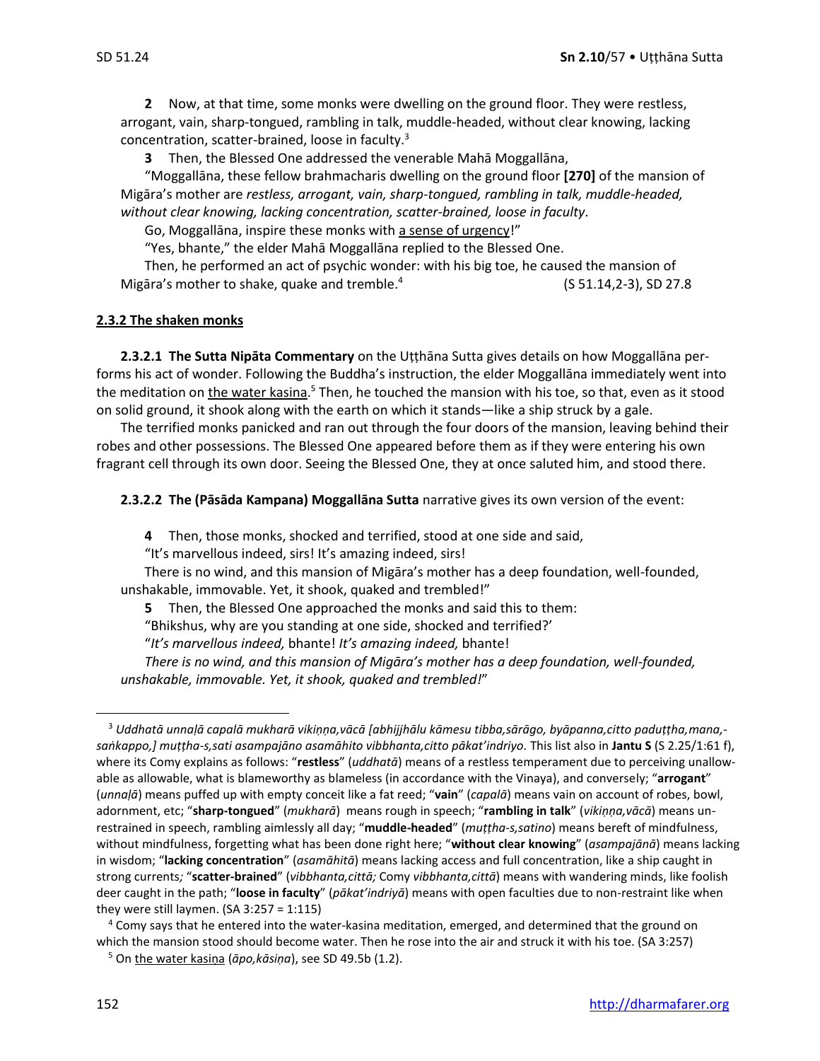**2** Now, at that time, some monks were dwelling on the ground floor. They were restless, arrogant, vain, sharp-tongued, rambling in talk, muddle-headed, without clear knowing, lacking concentration, scatter-brained, loose in faculty.[3]

**3** Then, the Blessed One addressed the venerable Mahā Moggallāna,

"Moggallāna, these fellow brahmacharis dwelling on the ground floor **[270]** of the mansion of Migāra's mother are *restless, arrogant, vain, sharp-tongued, rambling in talk, muddle-headed, without clear knowing, lacking concentration, scatter-brained, loose in faculty*.

Go, Moggallāna, inspire these monks with <u>a sense of urgency</u>!"

"Yes, bhante," the elder Mahā Moggallāna replied to the Blessed One.

Then, he performed an act of psychic wonder: with his big toe, he caused the mansion of Migāra's mother to shake, quake and tremble.[4] (S 51.14,2-3), SD 27.8

#### <u>2.3.2 The shaken monks</u>

**2.3.2.1 The Sutta Nipāta Commentary** on the Uṭṭhāna Sutta gives details on how Moggallāna performs his act of wonder. Following the Buddha's instruction, the elder Moggallāna immediately went into the meditation on <u>the water kasina</u>.[5] Then, he touched the mansion with his toe, so that, even as it stood on solid ground, it shook along with the earth on which it stands—like a ship struck by a gale.

The terrified monks panicked and ran out through the four doors of the mansion, leaving behind their robes and other possessions. The Blessed One appeared before them as if they were entering his own fragrant cell through its own door. Seeing the Blessed One, they at once saluted him, and stood there.

**2.3.2.2 The (Pāsāda Kampana) Moggallāna Sutta** narrative gives its own version of the event:

**4** Then, those monks, shocked and terrified, stood at one side and said,

"It's marvellous indeed, sirs! It's amazing indeed, sirs!

There is no wind, and this mansion of Migāra's mother has a deep foundation, well-founded, unshakable, immovable. Yet, it shook, quaked and trembled!"

**5** Then, the Blessed One approached the monks and said this to them:

"Bhikshus, why are you standing at one side, shocked and terrified?'

"*It's marvellous indeed,* bhante! *It's amazing indeed,* bhante!

*There is no wind, and this mansion of Migāra's mother has a deep foundation, well-founded, unshakable, immovable. Yet, it shook, quaked and trembled!*"

---

[3] *Uddhatā unnaḷā capalā mukharā vikiṇṇa,vācā [abhijjhālu kāmesu tibba,sārāgo, byāpanna,citto paduṭṭha,mana,-saṅkappo,] muṭṭha-s,sati asampajāno asamāhito vibbhanta,citto pākat'indriyo.* This list also in **Jantu S** (S 2.25/1:61 f), where its Comy explains as follows: "**restless**" (*uddhatā*) means of a restless temperament due to perceiving unallowable as allowable, what is blameworthy as blameless (in accordance with the Vinaya), and conversely; "**arrogant**" (*unnaḷā*) means puffed up with empty conceit like a fat reed; "**vain**" (*capalā*) means vain on account of robes, bowl, adornment, etc; "**sharp-tongued**" (*mukharā*) means rough in speech; "**rambling in talk**" (*vikiṇṇa,vācā*) means unrestrained in speech, rambling aimlessly all day; "**muddle-headed**" (*muṭṭha-s,satino*) means bereft of mindfulness, without mindfulness, forgetting what has been done right here; "**without clear knowing**" (*asampajānā*) means lacking in wisdom; "**lacking concentration**" (*asamāhitā*) means lacking access and full concentration, like a ship caught in strong currents*;* "**scatter-brained**" (*vibbhanta,cittā;* Comy *vibbhanta,cittā*) means with wandering minds, like foolish deer caught in the path; "**loose in faculty**" (*pākat'indriyā*) means with open faculties due to non-restraint like when they were still laymen. (SA 3:257 = 1:115)

[4] Comy says that he entered into the water-kasina meditation, emerged, and determined that the ground on which the mansion stood should become water. Then he rose into the air and struck it with his toe. (SA 3:257)

[5] On <u>the water kasiṇa</u> (*āpo,kāsiṇa*), see SD 49.5b (1.2).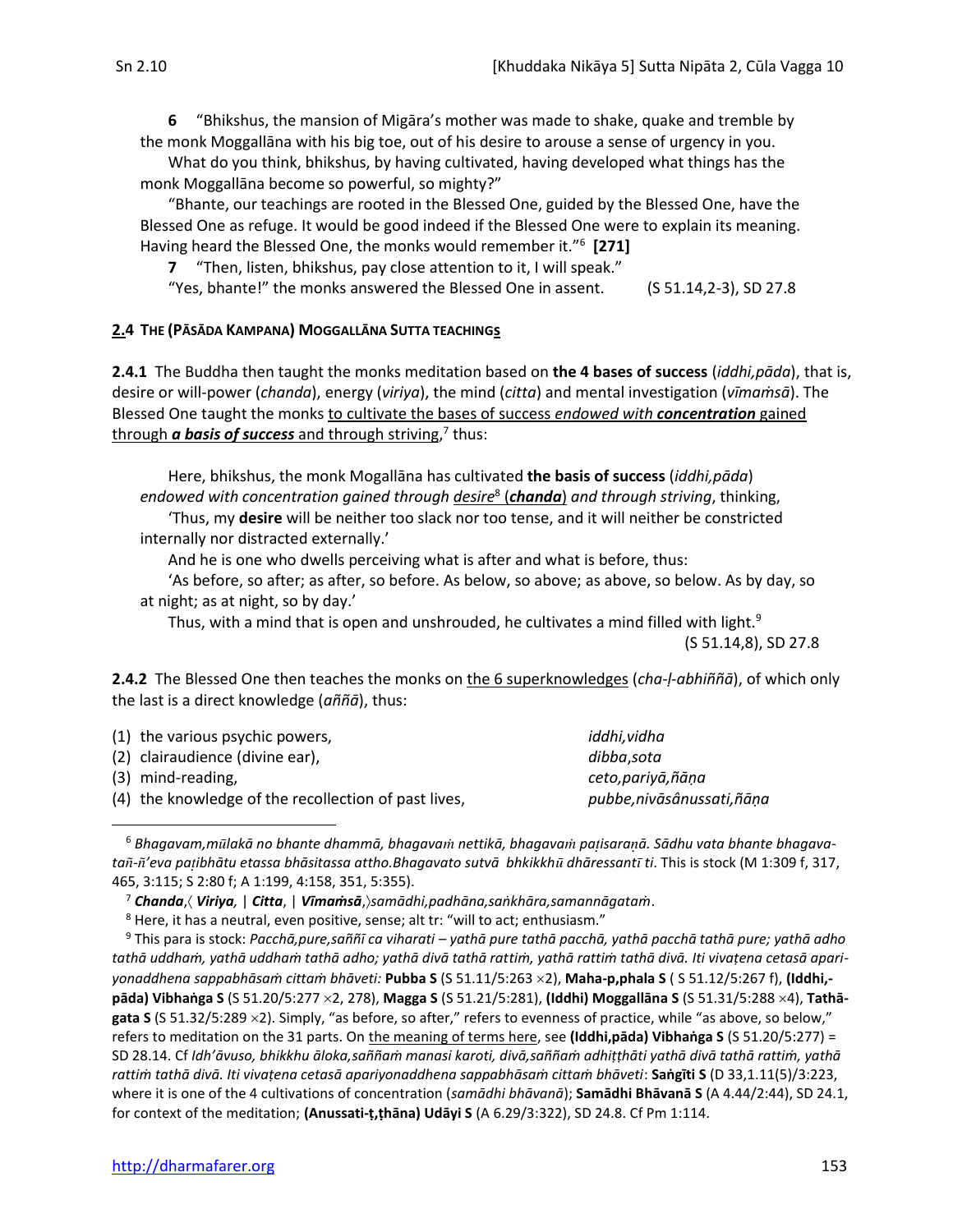**6** "Bhikshus, the mansion of Migāra's mother was made to shake, quake and tremble by the monk Moggallāna with his big toe, out of his desire to arouse a sense of urgency in you.

What do you think, bhikshus, by having cultivated, having developed what things has the monk Moggallāna become so powerful, so mighty?"

"Bhante, our teachings are rooted in the Blessed One, guided by the Blessed One, have the Blessed One as refuge. It would be good indeed if the Blessed One were to explain its meaning. Having heard the Blessed One, the monks would remember it."[6] **[271]**

**7** "Then, listen, bhikshus, pay close attention to it, I will speak."

"Yes, bhante!" the monks answered the Blessed One in assent. (S 51.14,2-3), SD 27.8

### 2.4 THE (PĀSĀDA KAMPANA) MOGGALLĀNA SUTTA TEACHINGS

**2.4.1** The Buddha then taught the monks meditation based on **the 4 bases of success** (*iddhi,pāda*), that is, desire or will-power (*chanda*), energy (*viriya*), the mind (*citta*) and mental investigation (*vīmaṁsā*). The Blessed One taught the monks to cultivate the bases of success *endowed with* ***concentration*** gained through ***a basis of success*** and through striving,[7] thus:

Here, bhikshus, the monk Mogallāna has cultivated **the basis of success** (*iddhi,pāda*) *endowed with concentration gained through* desire[8] (***chanda***) *and through striving*, thinking,

'Thus, my **desire** will be neither too slack nor too tense, and it will neither be constricted internally nor distracted externally.'

And he is one who dwells perceiving what is after and what is before, thus:

'As before, so after; as after, so before. As below, so above; as above, so below. As by day, so at night; as at night, so by day.'

Thus, with a mind that is open and unshrouded, he cultivates a mind filled with light.[9]

(S 51.14,8), SD 27.8

**2.4.2** The Blessed One then teaches the monks on the 6 superknowledges (*cha-ḷ-abhiññā*), of which only the last is a direct knowledge (*aññā*), thus:

| | |
|---|---|
| (1) the various psychic powers, | *iddhi,vidha* |
| (2) clairaudience (divine ear), | *dibba,sota* |
| (3) mind-reading, | *ceto,pariyā,ñāṇa* |
| (4) the knowledge of the recollection of past lives, | *pubbe,nivāsânussati,ñāṇa* |

---

[6] *Bhagavam,mūlakā no bhante dhammā, bhagavaṁ nettikā, bhagavaṁ paṭisaraṇā. Sādhu vata bhante bhagavatañ-ñ'eva paṭibhātu etassa bhāsitassa attho.Bhagavato sutvā bhkikkhū dhāressantī ti*. This is stock (M 1:309 f, 317, 465, 3:115; S 2:80 f; A 1:199, 4:158, 351, 5:355).

[7] ***Chanda***,〈 ***Viriya***, | ***Citta***, | ***Vīmaṁsā***,〉*samādhi,padhāna,saṅkhāra,samannāgataṁ*.

[8] Here, it has a neutral, even positive, sense; alt tr: "will to act; enthusiasm."

[9] This para is stock: *Pacchā,pure,saññī ca viharati – yathā pure tathā pacchā, yathā pacchā tathā pure; yathā adho tathā uddhaṁ, yathā uddhaṁ tathā adho; yathā divā tathā rattiṁ, yathā rattiṁ tathā divā. Iti vivaṭena cetasā apariyonaddhena sappabhāsaṁ cittaṁ bhāveti:* **Pubba S** (S 51.11/5:263 ×2), **Maha-p,phala S** ( S 51.12/5:267 f), **(Iddhi,-pāda) Vibhaṅga S** (S 51.20/5:277 ×2, 278), **Magga S** (S 51.21/5:281), **(Iddhi) Moggallāna S** (S 51.31/5:288 ×4), **Tathāgata S** (S 51.32/5:289 ×2). Simply, "as before, so after," refers to evenness of practice, while "as above, so below," refers to meditation on the 31 parts. On the meaning of terms here, see **(Iddhi,pāda) Vibhaṅga S** (S 51.20/5:277) = SD 28.14. Cf *Idh'āvuso, bhikkhu āloka,saññaṁ manasi karoti, divā,saññaṁ adhiṭṭhāti yathā divā tathā rattiṁ, yathā rattiṁ tathā divā. Iti vivaṭena cetasā apariyonaddhena sappabhāsaṁ cittaṁ bhāveti*: **Saṅgīti S** (D 33,1.11(5)/3:223, where it is one of the 4 cultivations of concentration (*samādhi bhāvanā*); **Samādhi Bhāvanā S** (A 4.44/2:44), SD 24.1, for context of the meditation; **(Anussati-ṭ,ṭhāna) Udāyi S** (A 6.29/3:322), SD 24.8. Cf Pm 1:114.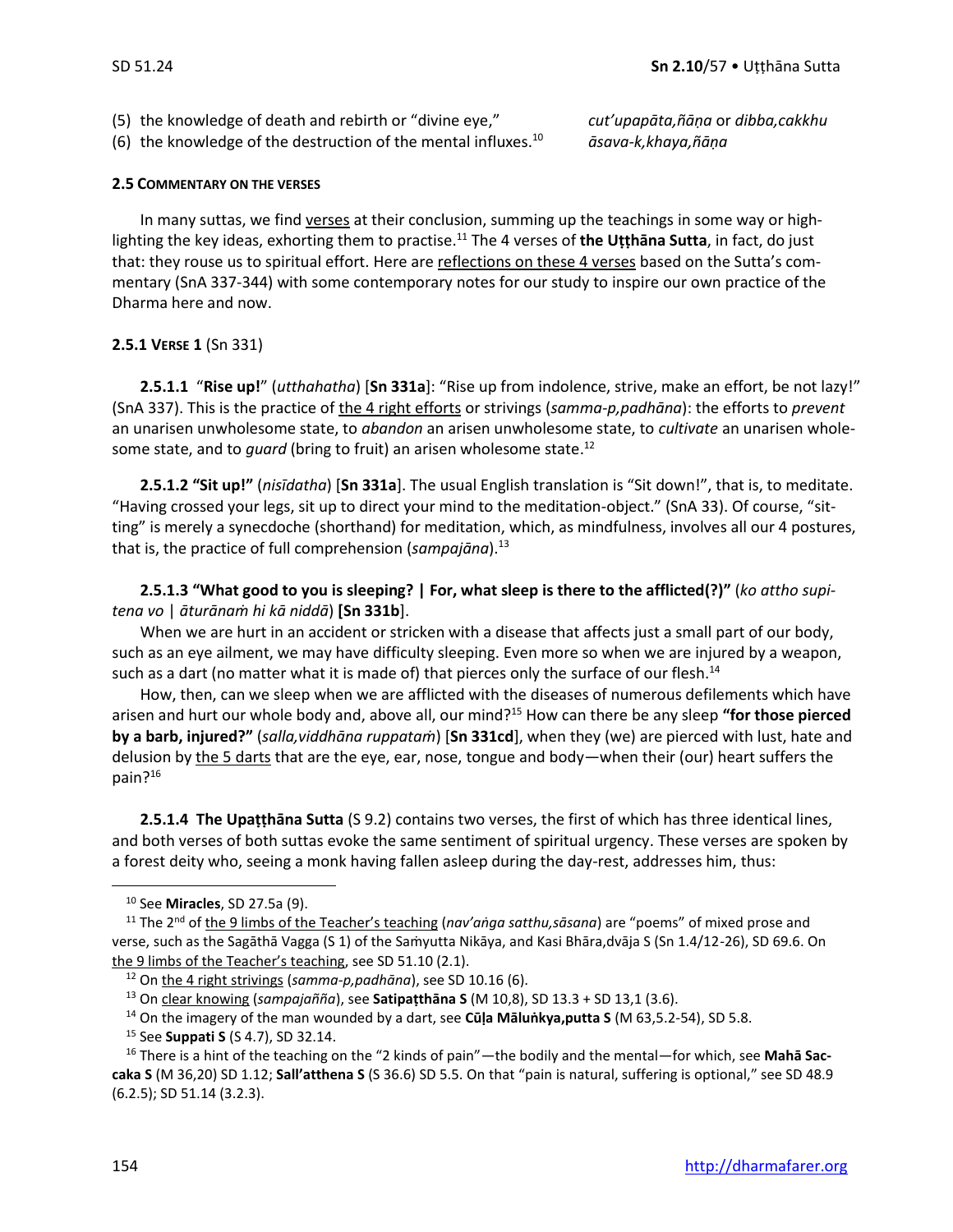(5) the knowledge of death and rebirth or "divine eye," *cut'upapāta,ñāṇa* or *dibba,cakkhu*
(6) the knowledge of the destruction of the mental influxes.[10] *āsava-k,khaya,ñāṇa*

**2.5 COMMENTARY ON THE VERSES**

In many suttas, we find verses at their conclusion, summing up the teachings in some way or highlighting the key ideas, exhorting them to practise.[11] The 4 verses of **the Uṭṭhāna Sutta**, in fact, do just that: they rouse us to spiritual effort. Here are reflections on these 4 verses based on the Sutta's commentary (SnA 337-344) with some contemporary notes for our study to inspire our own practice of the Dharma here and now.

**2.5.1 VERSE 1** (Sn 331)

**2.5.1.1** "**Rise up!**" (*utthahatha*) [**Sn 331a**]: "Rise up from indolence, strive, make an effort, be not lazy!" (SnA 337). This is the practice of the 4 right efforts or strivings (*samma-p,padhāna*): the efforts to *prevent* an unarisen unwholesome state, to *abandon* an arisen unwholesome state, to *cultivate* an unarisen wholesome state, and to *guard* (bring to fruit) an arisen wholesome state.[12]

**2.5.1.2 "Sit up!"** (*nisīdatha*) [**Sn 331a**]. The usual English translation is "Sit down!", that is, to meditate. "Having crossed your legs, sit up to direct your mind to the meditation-object." (SnA 33). Of course, "sitting" is merely a synecdoche (shorthand) for meditation, which, as mindfulness, involves all our 4 postures, that is, the practice of full comprehension (*sampajāna*).[13]

**2.5.1.3 "What good to you is sleeping? | For, what sleep is there to the afflicted(?)"** (*ko attho supitena vo | āturānaṁ hi kā niddā*) **[Sn 331b]**.

When we are hurt in an accident or stricken with a disease that affects just a small part of our body, such as an eye ailment, we may have difficulty sleeping. Even more so when we are injured by a weapon, such as a dart (no matter what it is made of) that pierces only the surface of our flesh.[14]

How, then, can we sleep when we are afflicted with the diseases of numerous defilements which have arisen and hurt our whole body and, above all, our mind?[15] How can there be any sleep **"for those pierced by a barb, injured?"** (*salla,viddhāna ruppataṁ*) [**Sn 331cd**], when they (we) are pierced with lust, hate and delusion by the 5 darts that are the eye, ear, nose, tongue and body—when their (our) heart suffers the pain?[16]

**2.5.1.4 The Upaṭṭhāna Sutta** (S 9.2) contains two verses, the first of which has three identical lines, and both verses of both suttas evoke the same sentiment of spiritual urgency. These verses are spoken by a forest deity who, seeing a monk having fallen asleep during the day-rest, addresses him, thus:

---

[10] See **Miracles**, SD 27.5a (9).

[11] The 2nd of the 9 limbs of the Teacher's teaching (*nav'aṅga satthu,sāsana*) are "poems" of mixed prose and verse, such as the Sagāthā Vagga (S 1) of the Saṁyutta Nikāya, and Kasi Bhāra,dvāja S (Sn 1.4/12-26), SD 69.6. On the 9 limbs of the Teacher's teaching, see SD 51.10 (2.1).

[12] On the 4 right strivings (*samma-p,padhāna*), see SD 10.16 (6).

[13] On clear knowing (*sampajañña*), see **Satipaṭṭhāna S** (M 10,8), SD 13.3 + SD 13,1 (3.6).

[14] On the imagery of the man wounded by a dart, see **Cūḷa Māluṅkya,putta S** (M 63,5.2-54), SD 5.8.

[15] See **Suppati S** (S 4.7), SD 32.14.

[16] There is a hint of the teaching on the "2 kinds of pain"—the bodily and the mental—for which, see **Mahā Saccaka S** (M 36,20) SD 1.12; **Sall'atthena S** (S 36.6) SD 5.5. On that "pain is natural, suffering is optional," see SD 48.9 (6.2.5); SD 51.14 (3.2.3).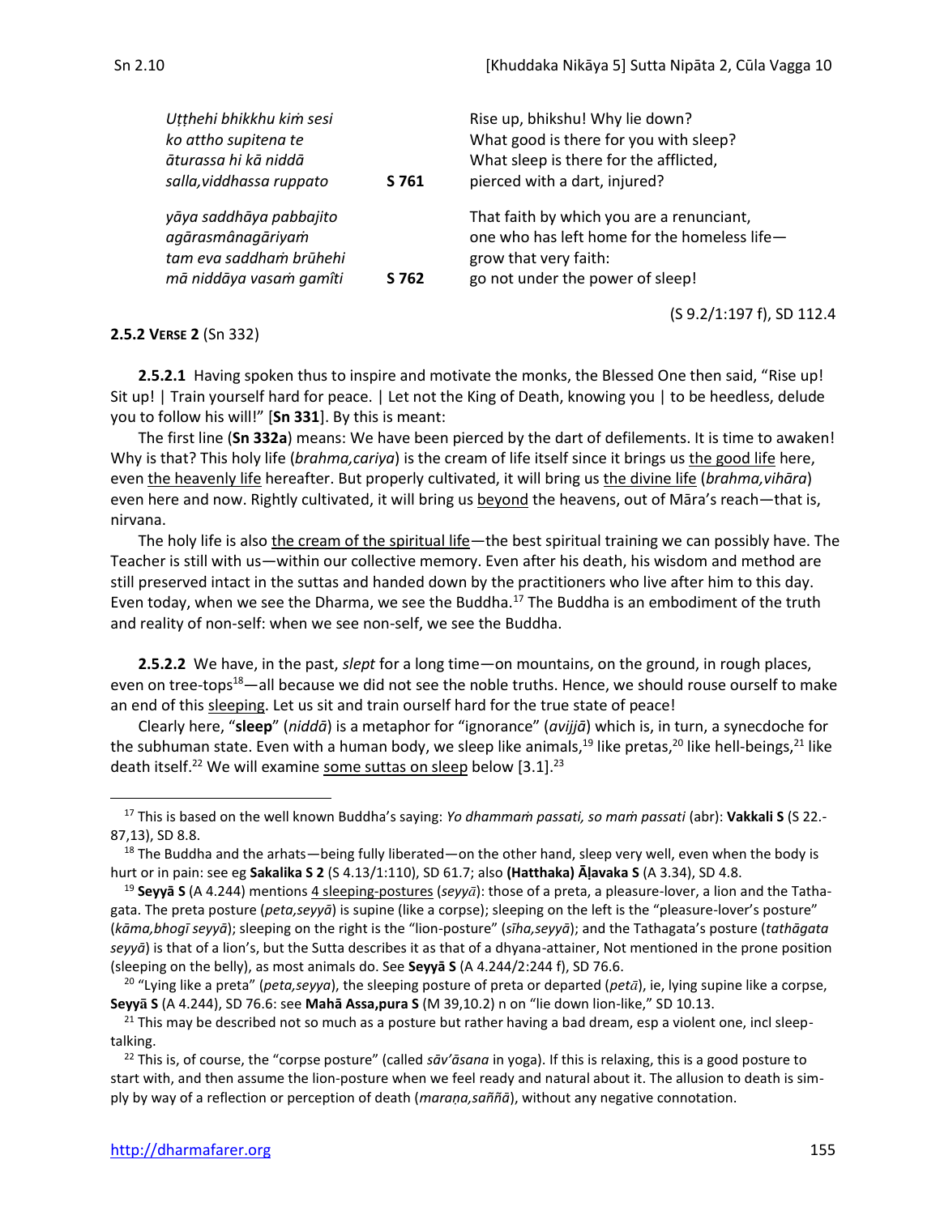| | | |
|---|---|---|
| *Uṭṭhehi bhikkhu kiṁ sesi*<br>*ko attho supitena te*<br>*āturassa hi kā niddā*<br>*salla,viddhassa ruppato* | **S 761** | Rise up, bhikshu! Why lie down?<br>What good is there for you with sleep?<br>What sleep is there for the afflicted,<br>pierced with a dart, injured? |
| *yāya saddhāya pabbajito*<br>*agārasmânagāriyaṁ*<br>*tam eva saddhaṁ brūhehi*<br>*mā niddāya vasaṁ gamîti* | **S 762** | That faith by which you are a renunciant,<br>one who has left home for the homeless life—<br>grow that very faith:<br>go not under the power of sleep! |

(S 9.2/1:197 f), SD 112.4

**2.5.2 VERSE 2** (Sn 332)

**2.5.2.1** Having spoken thus to inspire and motivate the monks, the Blessed One then said, "Rise up! Sit up! | Train yourself hard for peace. | Let not the King of Death, knowing you | to be heedless, delude you to follow his will!" [**Sn 331**]. By this is meant:

The first line (**Sn 332a**) means: We have been pierced by the dart of defilements. It is time to awaken! Why is that? This holy life (*brahma,cariya*) is the cream of life itself since it brings us the good life here, even the heavenly life hereafter. But properly cultivated, it will bring us the divine life (*brahma,vihāra*) even here and now. Rightly cultivated, it will bring us beyond the heavens, out of Māra's reach—that is, nirvana.

The holy life is also the cream of the spiritual life—the best spiritual training we can possibly have. The Teacher is still with us—within our collective memory. Even after his death, his wisdom and method are still preserved intact in the suttas and handed down by the practitioners who live after him to this day. Even today, when we see the Dharma, we see the Buddha.[17] The Buddha is an embodiment of the truth and reality of non-self: when we see non-self, we see the Buddha.

**2.5.2.2** We have, in the past, *slept* for a long time—on mountains, on the ground, in rough places, even on tree-tops[18]—all because we did not see the noble truths. Hence, we should rouse ourself to make an end of this sleeping. Let us sit and train ourself hard for the true state of peace!

Clearly here, "**sleep**" (*niddā*) is a metaphor for "ignorance" (*avijjā*) which is, in turn, a synecdoche for the subhuman state. Even with a human body, we sleep like animals,[19] like pretas,[20] like hell-beings,[21] like death itself.[22] We will examine some suttas on sleep below [3.1].[23]

---

[17] This is based on the well known Buddha's saying: *Yo dhammaṁ passati, so maṁ passati* (abr): **Vakkali S** (S 22.-87,13), SD 8.8.

[18] The Buddha and the arhats—being fully liberated—on the other hand, sleep very well, even when the body is hurt or in pain: see eg **Sakalika S 2** (S 4.13/1:110), SD 61.7; also **(Hatthaka) Āḷavaka S** (A 3.34), SD 4.8.

[19] **Seyyā S** (A 4.244) mentions 4 sleeping-postures (*seyyā*): those of a preta, a pleasure-lover, a lion and the Tathagata. The preta posture (*peta,seyyā*) is supine (like a corpse); sleeping on the left is the "pleasure-lover's posture" (*kāma,bhogī seyyā*); sleeping on the right is the "lion-posture" (*sīha,seyyā*); and the Tathagata's posture (*tathāgata seyyā*) is that of a lion's, but the Sutta describes it as that of a dhyana-attainer, Not mentioned in the prone position (sleeping on the belly), as most animals do. See **Seyyā S** (A 4.244/2:244 f), SD 76.6.

[20] "Lying like a preta" (*peta,seyya*), the sleeping posture of preta or departed (*petā*), ie, lying supine like a corpse, **Seyyā S** (A 4.244), SD 76.6: see **Mahā Assa,pura S** (M 39,10.2) n on "lie down lion-like," SD 10.13.

[21] This may be described not so much as a posture but rather having a bad dream, esp a violent one, incl sleep-talking.

[22] This is, of course, the "corpse posture" (called *sāv'āsana* in yoga). If this is relaxing, this is a good posture to start with, and then assume the lion-posture when we feel ready and natural about it. The allusion to death is simply by way of a reflection or perception of death (*maraṇa,saññā*), without any negative connotation.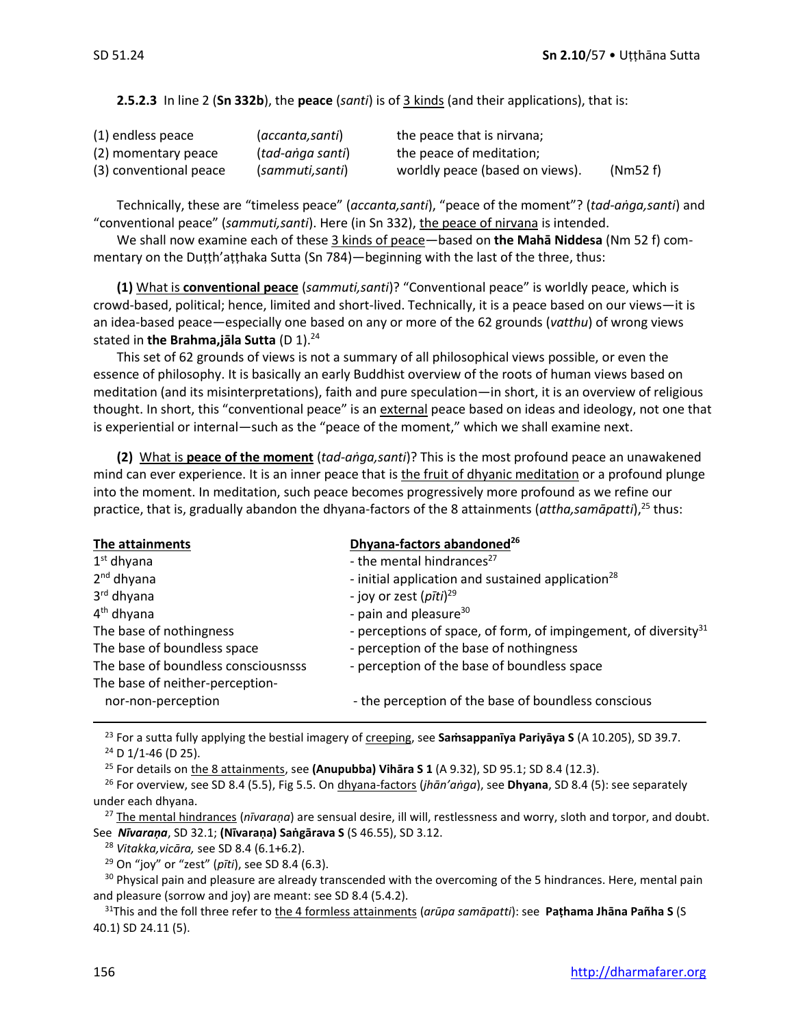**2.5.2.3** In line 2 (**Sn 332b**), the **peace** (*santi*) is of 3 kinds (and their applications), that is:

| | | | |
|---|---|---|---|
| (1) endless peace | (*accanta,santi*) | the peace that is nirvana; | |
| (2) momentary peace | (*tad-aṅga santi*) | the peace of meditation; | |
| (3) conventional peace | (*sammuti,santi*) | worldly peace (based on views). | (Nm52 f) |

Technically, these are "timeless peace" (*accanta,santi*), "peace of the moment"? (*tad-aṅga,santi*) and "conventional peace" (*sammuti,santi*). Here (in Sn 332), the peace of nirvana is intended.

We shall now examine each of these 3 kinds of peace—based on **the Mahā Niddesa** (Nm 52 f) commentary on the Duṭṭh'aṭṭhaka Sutta (Sn 784)—beginning with the last of the three, thus:

**(1)** What is **conventional peace** (*sammuti,santi*)? "Conventional peace" is worldly peace, which is crowd-based, political; hence, limited and short-lived. Technically, it is a peace based on our views—it is an idea-based peace—especially one based on any or more of the 62 grounds (*vatthu*) of wrong views stated in **the Brahma,jāla Sutta** (D 1).[24]

This set of 62 grounds of views is not a summary of all philosophical views possible, or even the essence of philosophy. It is basically an early Buddhist overview of the roots of human views based on meditation (and its misinterpretations), faith and pure speculation—in short, it is an overview of religious thought. In short, this "conventional peace" is an external peace based on ideas and ideology, not one that is experiential or internal—such as the "peace of the moment," which we shall examine next.

**(2)** What is **peace of the moment** (*tad-aṅga,santi*)? This is the most profound peace an unawakened mind can ever experience. It is an inner peace that is the fruit of dhyanic meditation or a profound plunge into the moment. In meditation, such peace becomes progressively more profound as we refine our practice, that is, gradually abandon the dhyana-factors of the 8 attainments (*attha,samāpatti*),[25] thus:

| The attainments | Dhyana-factors abandoned[26] |
|---|---|
| 1st dhyana | - the mental hindrances[27] |
| 2nd dhyana | - initial application and sustained application[28] |
| 3rd dhyana | - joy or zest (*pīti*)[29] |
| 4th dhyana | - pain and pleasure[30] |
| The base of nothingness | - perceptions of space, of form, of impingement, of diversity[31] |
| The base of boundless space | - perception of the base of nothingness |
| The base of boundless consciousnsss | - perception of the base of boundless space |
| The base of neither-perception-nor-non-perception | - the perception of the base of boundless conscious |

---

[23] For a sutta fully applying the bestial imagery of creeping, see **Saṁsappanīya Pariyāya S** (A 10.205), SD 39.7.

[24] D 1/1-46 (D 25).

[25] For details on the 8 attainments, see **(Anupubba) Vihāra S 1** (A 9.32), SD 95.1; SD 8.4 (12.3).

[26] For overview, see SD 8.4 (5.5), Fig 5.5. On dhyana-factors (*jhān'aṅga*), see **Dhyana**, SD 8.4 (5): see separately under each dhyana.

[27] The mental hindrances (*nīvaraṇa*) are sensual desire, ill will, restlessness and worry, sloth and torpor, and doubt. See ***Nīvaraṇa***, SD 32.1; **(Nīvaraṇa) Saṅgārava S** (S 46.55), SD 3.12.

[28] *Vitakka,vicāra,* see SD 8.4 (6.1+6.2).

[29] On "joy" or "zest" (*pīti*), see SD 8.4 (6.3).

[30] Physical pain and pleasure are already transcended with the overcoming of the 5 hindrances. Here, mental pain and pleasure (sorrow and joy) are meant: see SD 8.4 (5.4.2).

[31] This and the foll three refer to the 4 formless attainments (*arūpa samāpatti*): see **Paṭhama Jhāna Pañha S** (S 40.1) SD 24.11 (5).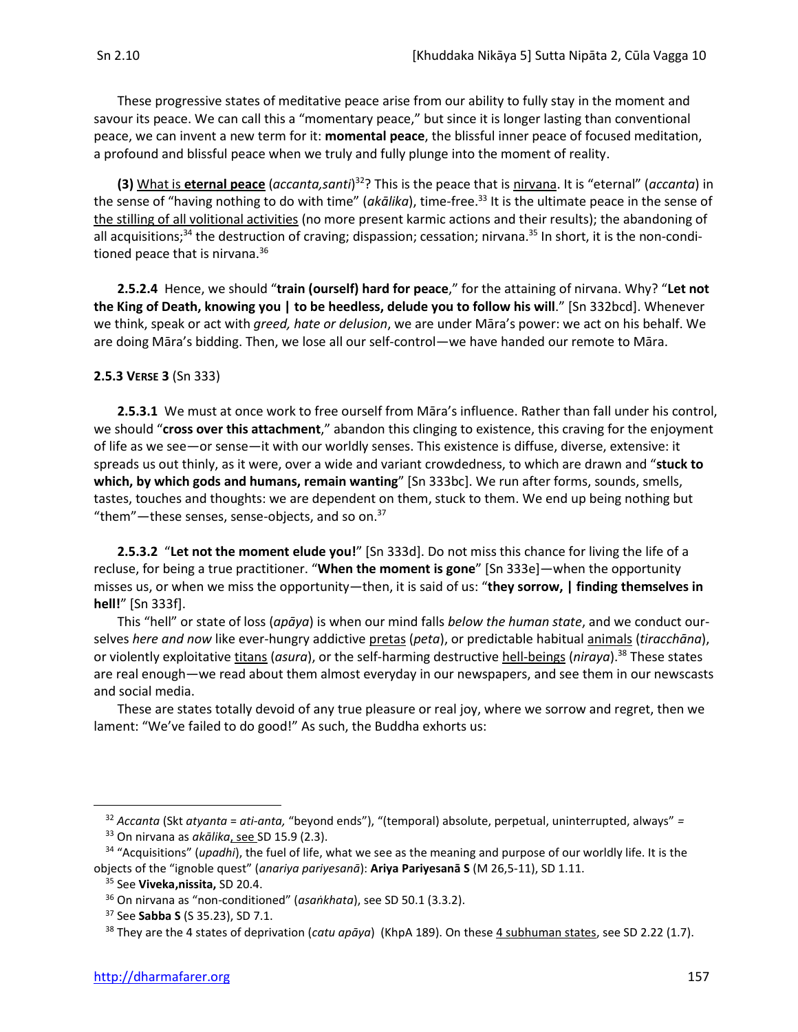These progressive states of meditative peace arise from our ability to fully stay in the moment and savour its peace. We can call this a "momentary peace," but since it is longer lasting than conventional peace, we can invent a new term for it: **momental peace**, the blissful inner peace of focused meditation, a profound and blissful peace when we truly and fully plunge into the moment of reality.

**(3)** What is **eternal peace** (*accanta,santi*)[32]? This is the peace that is nirvana. It is "eternal" (*accanta*) in the sense of "having nothing to do with time" (*akālika*), time-free.[33] It is the ultimate peace in the sense of the stilling of all volitional activities (no more present karmic actions and their results); the abandoning of all acquisitions;[34] the destruction of craving; dispassion; cessation; nirvana.[35] In short, it is the non-conditioned peace that is nirvana.[36]

**2.5.2.4** Hence, we should "**train (ourself) hard for peace**," for the attaining of nirvana. Why? "**Let not the King of Death, knowing you | to be heedless, delude you to follow his will**." [Sn 332bcd]. Whenever we think, speak or act with *greed, hate or delusion*, we are under Māra's power: we act on his behalf. We are doing Māra's bidding. Then, we lose all our self-control—we have handed our remote to Māra.

**2.5.3 VERSE 3** (Sn 333)

**2.5.3.1** We must at once work to free ourself from Māra's influence. Rather than fall under his control, we should "**cross over this attachment**," abandon this clinging to existence, this craving for the enjoyment of life as we see—or sense—it with our worldly senses. This existence is diffuse, diverse, extensive: it spreads us out thinly, as it were, over a wide and variant crowdedness, to which are drawn and "**stuck to which, by which gods and humans, remain wanting**" [Sn 333bc]. We run after forms, sounds, smells, tastes, touches and thoughts: we are dependent on them, stuck to them. We end up being nothing but "them"—these senses, sense-objects, and so on.[37]

**2.5.3.2** "**Let not the moment elude you!**" [Sn 333d]. Do not miss this chance for living the life of a recluse, for being a true practitioner. "**When the moment is gone**" [Sn 333e]—when the opportunity misses us, or when we miss the opportunity—then, it is said of us: "**they sorrow, | finding themselves in hell!**" [Sn 333f].

This "hell" or state of loss (*apāya*) is when our mind falls *below the human state*, and we conduct ourselves *here and now* like ever-hungry addictive pretas (*peta*), or predictable habitual animals (*tiracchāna*), or violently exploitative titans (*asura*), or the self-harming destructive hell-beings (*niraya*).[38] These states are real enough—we read about them almost everyday in our newspapers, and see them in our newscasts and social media.

These are states totally devoid of any true pleasure or real joy, where we sorrow and regret, then we lament: "We've failed to do good!" As such, the Buddha exhorts us:

---

[32] *Accanta* (Skt *atyanta* = *ati-anta*, "beyond ends"), "(temporal) absolute, perpetual, uninterrupted, always" =

[33] On nirvana as *akālika*, see SD 15.9 (2.3).

[34] "Acquisitions" (*upadhi*), the fuel of life, what we see as the meaning and purpose of our worldly life. It is the objects of the "ignoble quest" (*anariya pariyesanā*): **Ariya Pariyesanā S** (M 26,5-11), SD 1.11.

[35] See **Viveka,nissita,** SD 20.4.

[36] On nirvana as "non-conditioned" (*asaṅkhata*), see SD 50.1 (3.3.2).

[37] See **Sabba S** (S 35.23), SD 7.1.

[38] They are the 4 states of deprivation (*catu apāya*) (KhpA 189). On these 4 subhuman states, see SD 2.22 (1.7).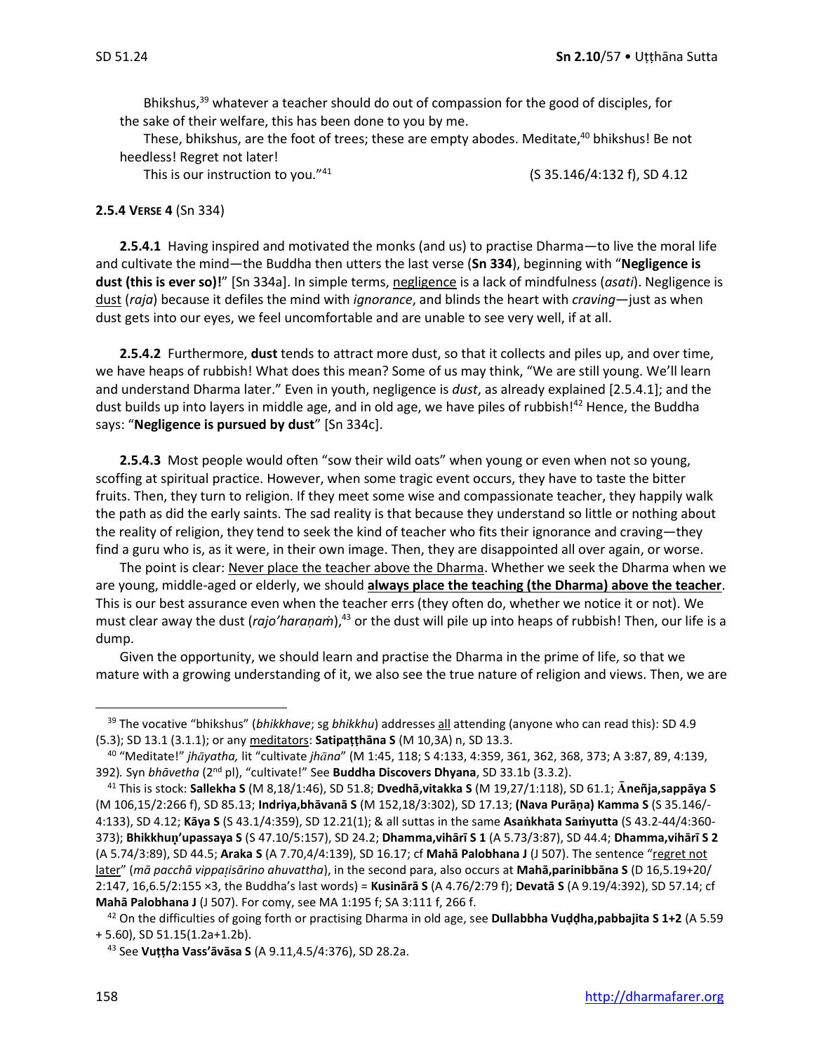Bhikshus,[39] whatever a teacher should do out of compassion for the good of disciples, for the sake of their welfare, this has been done to you by me.

These, bhikshus, are the foot of trees; these are empty abodes. Meditate,[40] bhikshus! Be not heedless! Regret not later!

This is our instruction to you."[41] (S 35.146/4:132 f), SD 4.12

**2.5.4 VERSE 4** (Sn 334)

**2.5.4.1** Having inspired and motivated the monks (and us) to practise Dharma—to live the moral life and cultivate the mind—the Buddha then utters the last verse (**Sn 334**), beginning with "**Negligence is dust (this is ever so)!**" [Sn 334a]. In simple terms, negligence is a lack of mindfulness (*asati*). Negligence is dust (*raja*) because it defiles the mind with *ignorance*, and blinds the heart with *craving*—just as when dust gets into our eyes, we feel uncomfortable and are unable to see very well, if at all.

**2.5.4.2** Furthermore, **dust** tends to attract more dust, so that it collects and piles up, and over time, we have heaps of rubbish! What does this mean? Some of us may think, "We are still young. We'll learn and understand Dharma later." Even in youth, negligence is *dust*, as already explained [2.5.4.1]; and the dust builds up into layers in middle age, and in old age, we have piles of rubbish![42] Hence, the Buddha says: "**Negligence is pursued by dust**" [Sn 334c].

**2.5.4.3** Most people would often "sow their wild oats" when young or even when not so young, scoffing at spiritual practice. However, when some tragic event occurs, they have to taste the bitter fruits. Then, they turn to religion. If they meet some wise and compassionate teacher, they happily walk the path as did the early saints. The sad reality is that because they understand so little or nothing about the reality of religion, they tend to seek the kind of teacher who fits their ignorance and craving—they find a guru who is, as it were, in their own image. Then, they are disappointed all over again, or worse.

The point is clear: Never place the teacher above the Dharma. Whether we seek the Dharma when we are young, middle-aged or elderly, we should **always place the teaching (the Dharma) above the teacher**. This is our best assurance even when the teacher errs (they often do, whether we notice it or not). We must clear away the dust (*rajo'haraṇaṁ*),[43] or the dust will pile up into heaps of rubbish! Then, our life is a dump.

Given the opportunity, we should learn and practise the Dharma in the prime of life, so that we mature with a growing understanding of it, we also see the true nature of religion and views. Then, we are

---

[39] The vocative "bhikshus" (*bhikkhave*; sg *bhikkhu*) addresses all attending (anyone who can read this): SD 4.9 (5.3); SD 13.1 (3.1.1); or any meditators: **Satipaṭṭhāna S** (M 10,3A) n, SD 13.3.

[40] "Meditate!" *jhāyatha,* lit "cultivate *jhāna*" (M 1:45, 118; S 4:133, 4:359, 361, 362, 368, 373; A 3:87, 89, 4:139, 392)*.* Syn *bhāvetha* (2nd pl), "cultivate!" See **Buddha Discovers Dhyana**, SD 33.1b (3.3.2).

[41] This is stock: **Sallekha S** (M 8,18/1:46), SD 51.8; **Dvedhā,vitakka S** (M 19,27/1:118), SD 61.1; **Āneñja,sappāya S** (M 106,15/2:266 f), SD 85.13; **Indriya,bhāvanā S** (M 152,18/3:302), SD 17.13; **(Nava Purāṇa) Kamma S** (S 35.146/-4:133), SD 4.12; **Kāya S** (S 43.1/4:359), SD 12.21(1); & all suttas in the same **Asaṅkhata Saṁyutta** (S 43.2-44/4:360-373); **Bhikkhuṇ'upassaya S** (S 47.10/5:157), SD 24.2; **Dhamma,vihārī S 1** (A 5.73/3:87), SD 44.4; **Dhamma,vihārī S 2** (A 5.74/3:89), SD 44.5; **Araka S** (A 7.70,4/4:139), SD 16.17; cf **Mahā Palobhana J** (J 507). The sentence "regret not later" (*mā pacchā vippaṭisārino ahuvattha*), in the second para, also occurs at **Mahā,parinibbāna S** (D 16,5.19+20/ 2:147, 16,6.5/2:155 ×3, the Buddha's last words) = **Kusinārā S** (A 4.76/2:79 f); **Devatā S** (A 9.19/4:392), SD 57.14; cf **Mahā Palobhana J** (J 507). For comy, see MA 1:195 f; SA 3:111 f, 266 f.

[42] On the difficulties of going forth or practising Dharma in old age, see **Dullabbha Vuḍḍha,pabbajita S 1+2** (A 5.59 + 5.60), SD 51.15(1.2a+1.2b).

[43] See **Vuṭṭha Vass'āvāsa S** (A 9.11,4.5/4:376), SD 28.2a.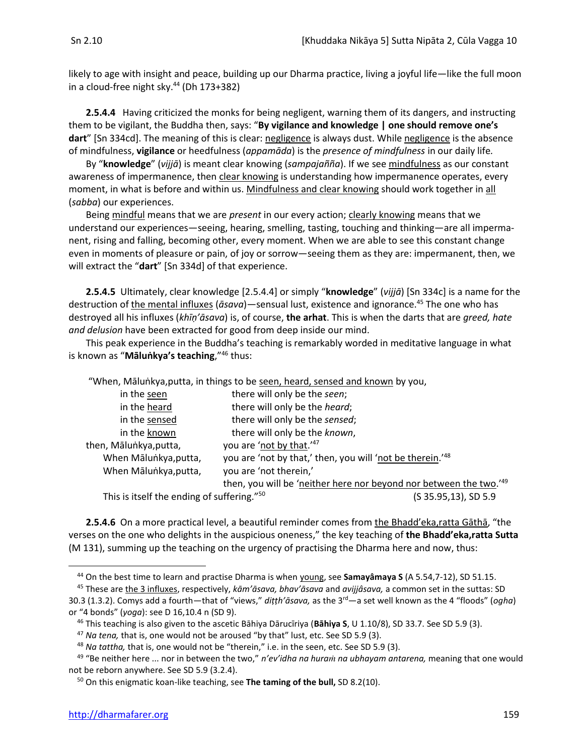likely to age with insight and peace, building up our Dharma practice, living a joyful life—like the full moon in a cloud-free night sky.[44] (Dh 173+382)

**2.5.4.4** Having criticized the monks for being negligent, warning them of its dangers, and instructing them to be vigilant, the Buddha then, says: "**By vigilance and knowledge | one should remove one's dart**" [Sn 334cd]. The meaning of this is clear: negligence is always dust. While negligence is the absence of mindfulness, **vigilance** or heedfulness (*appamāda*) is the *presence of mindfulness* in our daily life.

By "**knowledge**" (*vijjā*) is meant clear knowing (*sampajañña*). If we see mindfulness as our constant awareness of impermanence, then clear knowing is understanding how impermanence operates, every moment, in what is before and within us. Mindfulness and clear knowing should work together in all (*sabba*) our experiences.

Being mindful means that we are *present* in our every action; clearly knowing means that we understand our experiences—seeing, hearing, smelling, tasting, touching and thinking—are all impermanent, rising and falling, becoming other, every moment. When we are able to see this constant change even in moments of pleasure or pain, of joy or sorrow—seeing them as they are: impermanent, then, we will extract the "**dart**" [Sn 334d] of that experience.

**2.5.4.5** Ultimately, clear knowledge [2.5.4.4] or simply "**knowledge**" (*vijjā*) [Sn 334c] is a name for the destruction of the mental influxes (*āsava*)—sensual lust, existence and ignorance.[45] The one who has destroyed all his influxes (*khīṇ'āsava*) is, of course, **the arhat**. This is when the darts that are *greed, hate and delusion* have been extracted for good from deep inside our mind.

This peak experience in the Buddha's teaching is remarkably worded in meditative language in what is known as "**Māluṅkya's teaching**,"[46] thus:

> "When, Māluṅkya,putta, in things to be seen, heard, sensed and known by you,
>
> in the seen — there will only be the *seen*;
> in the heard — there will only be the *heard*;
> in the sensed — there will only be the *sensed*;
> in the known — there will only be the *known*,
>
> then, Māluṅkya,putta, — you are 'not by that.'[47]
> When Māluṅkya,putta, — you are 'not by that,' then, you will 'not be therein.'[48]
> When Māluṅkya,putta, — you are 'not therein,'
> then, you will be 'neither here nor beyond nor between the two.'[49]
>
> This is itself the ending of suffering."[50] (S 35.95,13), SD 5.9

**2.5.4.6** On a more practical level, a beautiful reminder comes from the Bhadd'eka,ratta Gāthā, "the verses on the one who delights in the auspicious oneness," the key teaching of **the Bhadd'eka,ratta Sutta** (M 131), summing up the teaching on the urgency of practising the Dharma here and now, thus:

---

[44] On the best time to learn and practise Dharma is when young, see **Samayâmaya S** (A 5.54,7-12), SD 51.15.

[45] These are the 3 influxes, respectively, *kām'āsava, bhav'āsava* and *avijjâsava,* a common set in the suttas: SD 30.3 (1.3.2). Comys add a fourth—that of "views," *diṭṭh'āsava,* as the 3rd—a set well known as the 4 "floods" (*ogha*) or "4 bonds" (*yoga*): see D 16,10.4 n (SD 9).

[46] This teaching is also given to the ascetic Bāhiya Dārucīriya (**Bāhiya S**, U 1.10/8), SD 33.7. See SD 5.9 (3).

[47] *Na tena,* that is, one would not be aroused "by that" lust, etc. See SD 5.9 (3).

[48] *Na tattha,* that is, one would not be "therein," i.e. in the seen, etc. See SD 5.9 (3).

[49] "Be neither here ... nor in between the two," *n'ev'idha na huraṁ na ubhayam antarena,* meaning that one would not be reborn anywhere. See SD 5.9 (3.2.4).

[50] On this enigmatic koan-like teaching, see **The taming of the bull,** SD 8.2(10).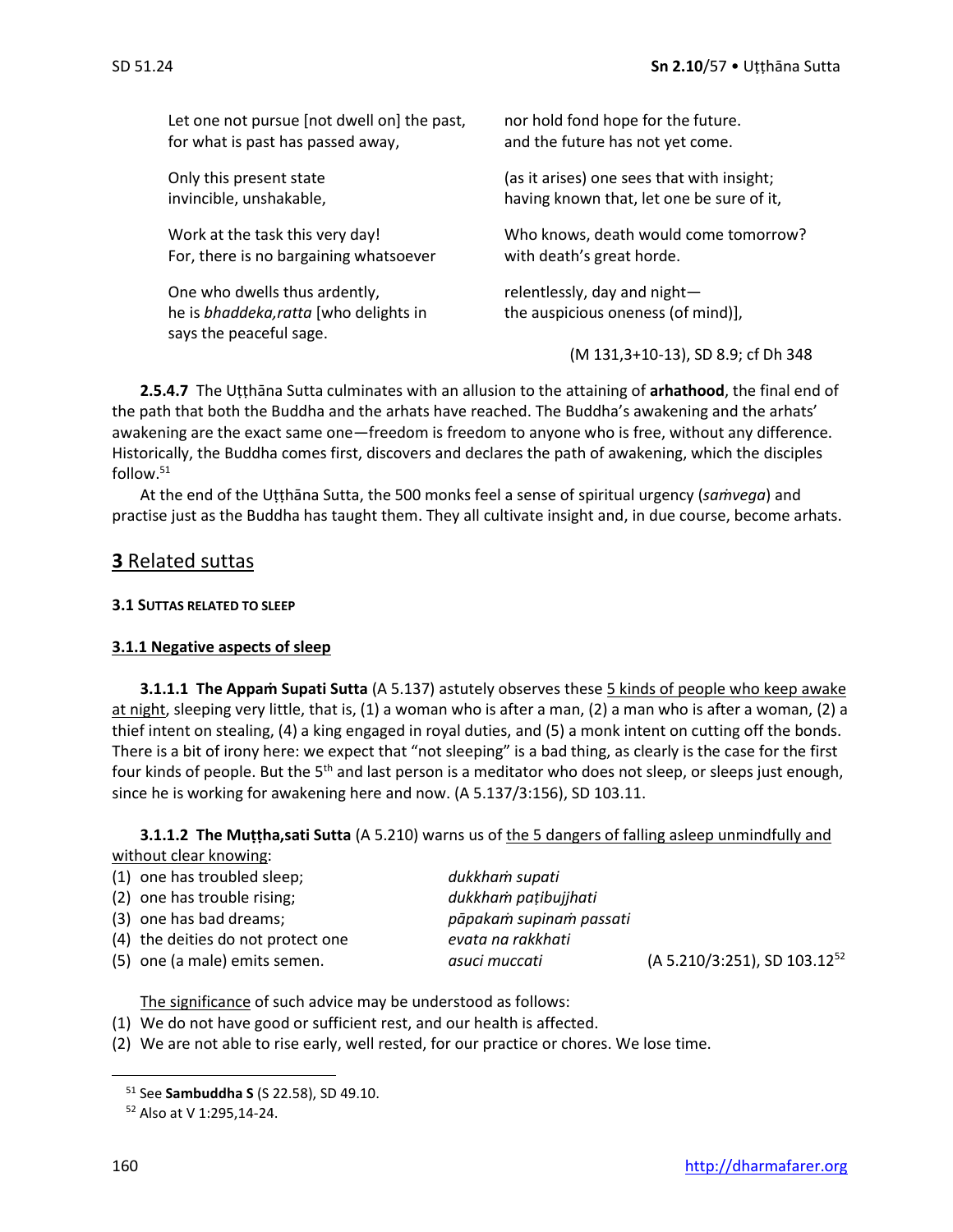| | |
|---|---|
| Let one not pursue [not dwell on] the past, | nor hold fond hope for the future. |
| for what is past has passed away, | and the future has not yet come. |
| Only this present state | (as it arises) one sees that with insight; |
| invincible, unshakable, | having known that, let one be sure of it, |
| Work at the task this very day! | Who knows, death would come tomorrow? |
| For, there is no bargaining whatsoever | with death's great horde. |
| One who dwells thus ardently, | relentlessly, day and night— |
| he is *bhaddeka,ratta* [who delights in | the auspicious oneness (of mind)], |
| says the peaceful sage. | |

(M 131,3+10-13), SD 8.9; cf Dh 348

**2.5.4.7** The Uṭṭhāna Sutta culminates with an allusion to the attaining of **arhathood**, the final end of the path that both the Buddha and the arhats have reached. The Buddha's awakening and the arhats' awakening are the exact same one—freedom is freedom to anyone who is free, without any difference. Historically, the Buddha comes first, discovers and declares the path of awakening, which the disciples follow.[51]

At the end of the Uṭṭhāna Sutta, the 500 monks feel a sense of spiritual urgency (*saṁvega*) and practise just as the Buddha has taught them. They all cultivate insight and, in due course, become arhats.

## 3 Related suttas

### 3.1 SUTTAS RELATED TO SLEEP

#### 3.1.1 Negative aspects of sleep

**3.1.1.1 The Appaṁ Supati Sutta** (A 5.137) astutely observes these 5 kinds of people who keep awake at night, sleeping very little, that is, (1) a woman who is after a man, (2) a man who is after a woman, (2) a thief intent on stealing, (4) a king engaged in royal duties, and (5) a monk intent on cutting off the bonds. There is a bit of irony here: we expect that "not sleeping" is a bad thing, as clearly is the case for the first four kinds of people. But the 5th and last person is a meditator who does not sleep, or sleeps just enough, since he is working for awakening here and now. (A 5.137/3:156), SD 103.11.

**3.1.1.2 The Muṭṭha,sati Sutta** (A 5.210) warns us of the 5 dangers of falling asleep unmindfully and without clear knowing:

| | | |
|---|---|---|
| (1) one has troubled sleep; | *dukkhaṁ supati* | |
| (2) one has trouble rising; | *dukkhaṁ paṭibujjhati* | |
| (3) one has bad dreams; | *pāpakaṁ supinaṁ passati* | |
| (4) the deities do not protect one | *evata na rakkhati* | |
| (5) one (a male) emits semen. | *asuci muccati* | (A 5.210/3:251), SD 103.12[52] |

The significance of such advice may be understood as follows:

(1) We do not have good or sufficient rest, and our health is affected.
(2) We are not able to rise early, well rested, for our practice or chores. We lose time.

---

[51] See **Sambuddha S** (S 22.58), SD 49.10.

[52] Also at V 1:295,14-24.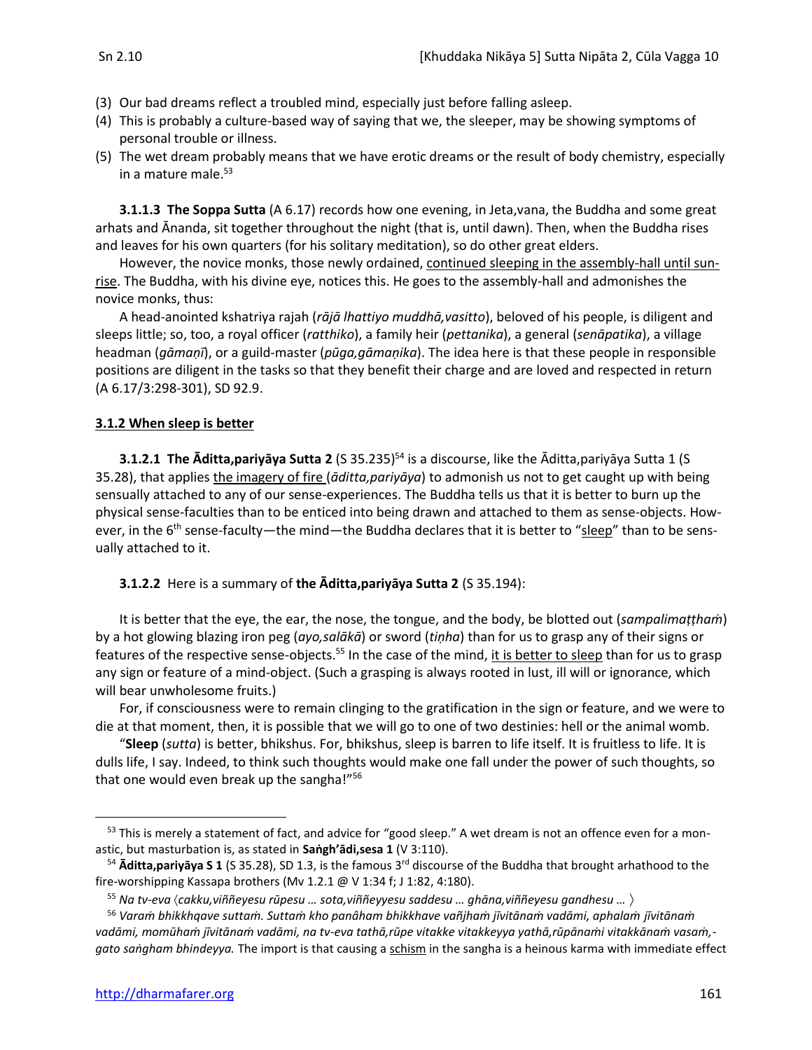(3) Our bad dreams reflect a troubled mind, especially just before falling asleep.
(4) This is probably a culture-based way of saying that we, the sleeper, may be showing symptoms of personal trouble or illness.
(5) The wet dream probably means that we have erotic dreams or the result of body chemistry, especially in a mature male.[53]

**3.1.1.3 The Soppa Sutta** (A 6.17) records how one evening, in Jeta,vana, the Buddha and some great arhats and Ānanda, sit together throughout the night (that is, until dawn). Then, when the Buddha rises and leaves for his own quarters (for his solitary meditation), so do other great elders.

However, the novice monks, those newly ordained, continued sleeping in the assembly-hall until sunrise. The Buddha, with his divine eye, notices this. He goes to the assembly-hall and admonishes the novice monks, thus:

A head-anointed kshatriya rajah (*rājā lhattiyo muddhā,vasitto*), beloved of his people, is diligent and sleeps little; so, too, a royal officer (*ratthiko*), a family heir (*pettanika*), a general (*senāpatika*), a village headman (*gāmaṇī*), or a guild-master (*pūga,gāmaṇika*). The idea here is that these people in responsible positions are diligent in the tasks so that they benefit their charge and are loved and respected in return (A 6.17/3:298-301), SD 92.9.

### 3.1.2 When sleep is better

**3.1.2.1 The Āditta,pariyāya Sutta 2** (S 35.235)[54] is a discourse, like the Āditta,pariyāya Sutta 1 (S 35.28), that applies the imagery of fire (*āditta,pariyāya*) to admonish us not to get caught up with being sensually attached to any of our sense-experiences. The Buddha tells us that it is better to burn up the physical sense-faculties than to be enticed into being drawn and attached to them as sense-objects. However, in the 6th sense-faculty—the mind—the Buddha declares that it is better to "sleep" than to be sensually attached to it.

**3.1.2.2** Here is a summary of **the Āditta,pariyāya Sutta 2** (S 35.194):

It is better that the eye, the ear, the nose, the tongue, and the body, be blotted out (*sampalimaṭṭhaṁ*) by a hot glowing blazing iron peg (*ayo,salākā*) or sword (*tiṇha*) than for us to grasp any of their signs or features of the respective sense-objects.[55] In the case of the mind, it is better to sleep than for us to grasp any sign or feature of a mind-object. (Such a grasping is always rooted in lust, ill will or ignorance, which will bear unwholesome fruits.)

For, if consciousness were to remain clinging to the gratification in the sign or feature, and we were to die at that moment, then, it is possible that we will go to one of two destinies: hell or the animal womb.

"**Sleep** (*sutta*) is better, bhikshus. For, bhikshus, sleep is barren to life itself. It is fruitless to life. It is dulls life, I say. Indeed, to think such thoughts would make one fall under the power of such thoughts, so that one would even break up the sangha!"[56]

---

[53] This is merely a statement of fact, and advice for "good sleep." A wet dream is not an offence even for a monastic, but masturbation is, as stated in **Saṅgh'ādi,sesa 1** (V 3:110).

[54] **Āditta,pariyāya S 1** (S 35.28), SD 1.3, is the famous 3rd discourse of the Buddha that brought arhathood to the fire-worshipping Kassapa brothers (Mv 1.2.1 @ V 1:34 f; J 1:82, 4:180).

[55] *Na tv-eva* 〈*cakku,viññeyesu rūpesu … sota,viññeyyesu saddesu … ghāna,viññeyesu gandhesu …* 〉

[56] *Varaṁ bhikkhqave suttaṁ. Suttaṁ kho panâham bhikkhave vañjhaṁ jīvitānaṁ vadāmi, aphalaṁ jīvitānaṁ vadāmi, momūhaṁ jīvitānaṁ vadāmi, na tv-eva tathā,rūpe vitakke vitakkeyya yathā,rūpānaṁi vitakkānaṁ vasaṁ,-gato saṅgham bhindeyya.* The import is that causing a schism in the sangha is a heinous karma with immediate effect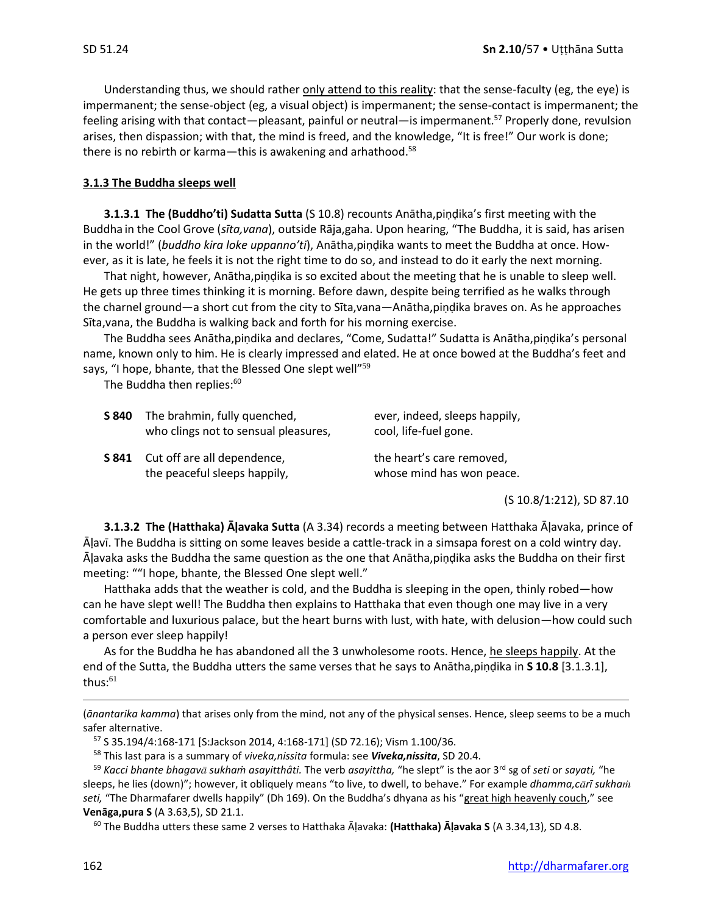Understanding thus, we should rather only attend to this reality: that the sense-faculty (eg, the eye) is impermanent; the sense-object (eg, a visual object) is impermanent; the sense-contact is impermanent; the feeling arising with that contact—pleasant, painful or neutral—is impermanent.[57] Properly done, revulsion arises, then dispassion; with that, the mind is freed, and the knowledge, "It is free!" Our work is done; there is no rebirth or karma—this is awakening and arhathood.[58]

### 3.1.3 The Buddha sleeps well

**3.1.3.1 The (Buddho'ti) Sudatta Sutta** (S 10.8) recounts Anātha,piṇḍika's first meeting with the Buddha in the Cool Grove (*sīta,vana*), outside Rāja,gaha. Upon hearing, "The Buddha, it is said, has arisen in the world!" (*buddho kira loke uppanno'ti*), Anātha,piṇḍika wants to meet the Buddha at once. However, as it is late, he feels it is not the right time to do so, and instead to do it early the next morning.

That night, however, Anātha,piṇḍika is so excited about the meeting that he is unable to sleep well. He gets up three times thinking it is morning. Before dawn, despite being terrified as he walks through the charnel ground—a short cut from the city to Sīta,vana—Anātha,piṇḍika braves on. As he approaches Sīta,vana, the Buddha is walking back and forth for his morning exercise.

The Buddha sees Anātha,piṇḍika and declares, "Come, Sudatta!" Sudatta is Anātha,piṇḍika's personal name, known only to him. He is clearly impressed and elated. He at once bowed at the Buddha's feet and says, "I hope, bhante, that the Blessed One slept well"[59]

The Buddha then replies:[60]

| | | |
|---|---|---|
| **S 840** | The brahmin, fully quenched, who clings not to sensual pleasures, | ever, indeed, sleeps happily, cool, life-fuel gone. |
| **S 841** | Cut off are all dependence, the peaceful sleeps happily, | the heart's care removed, whose mind has won peace. |

(S 10.8/1:212), SD 87.10

**3.1.3.2 The (Hatthaka) Āḷavaka Sutta** (A 3.34) records a meeting between Hatthaka Āḷavaka, prince of Āḷavī. The Buddha is sitting on some leaves beside a cattle-track in a simsapa forest on a cold wintry day. Āḷavaka asks the Buddha the same question as the one that Anātha,piṇḍika asks the Buddha on their first meeting: ""I hope, bhante, the Blessed One slept well."

Hatthaka adds that the weather is cold, and the Buddha is sleeping in the open, thinly robed—how can he have slept well! The Buddha then explains to Hatthaka that even though one may live in a very comfortable and luxurious palace, but the heart burns with lust, with hate, with delusion—how could such a person ever sleep happily!

As for the Buddha he has abandoned all the 3 unwholesome roots. Hence, he sleeps happily. At the end of the Sutta, the Buddha utters the same verses that he says to Anātha,piṇḍika in **S 10.8** [3.1.3.1], thus:[61]

---

(*ānantarika kamma*) that arises only from the mind, not any of the physical senses. Hence, sleep seems to be a much safer alternative.

[57] S 35.194/4:168-171 [S:Jackson 2014, 4:168-171] (SD 72.16); Vism 1.100/36.

[58] This last para is a summary of *viveka,nissita* formula: see ***Viveka,nissita***, SD 20.4.

[59] *Kacci bhante bhagavā sukhaṁ asayitthâti.* The verb *asayittha,* "he slept" is the aor 3rd sg of *seti* or *sayati,* "he sleeps, he lies (down)"; however, it obliquely means "to live, to dwell, to behave." For example *dhamma,cārī sukhaṁ seti,* "The Dharmafarer dwells happily" (Dh 169). On the Buddha's dhyana as his "great high heavenly couch," see **Venāga,pura S** (A 3.63,5), SD 21.1.

[60] The Buddha utters these same 2 verses to Hatthaka Āḷavaka: **(Hatthaka) Āḷavaka S** (A 3.34,13), SD 4.8.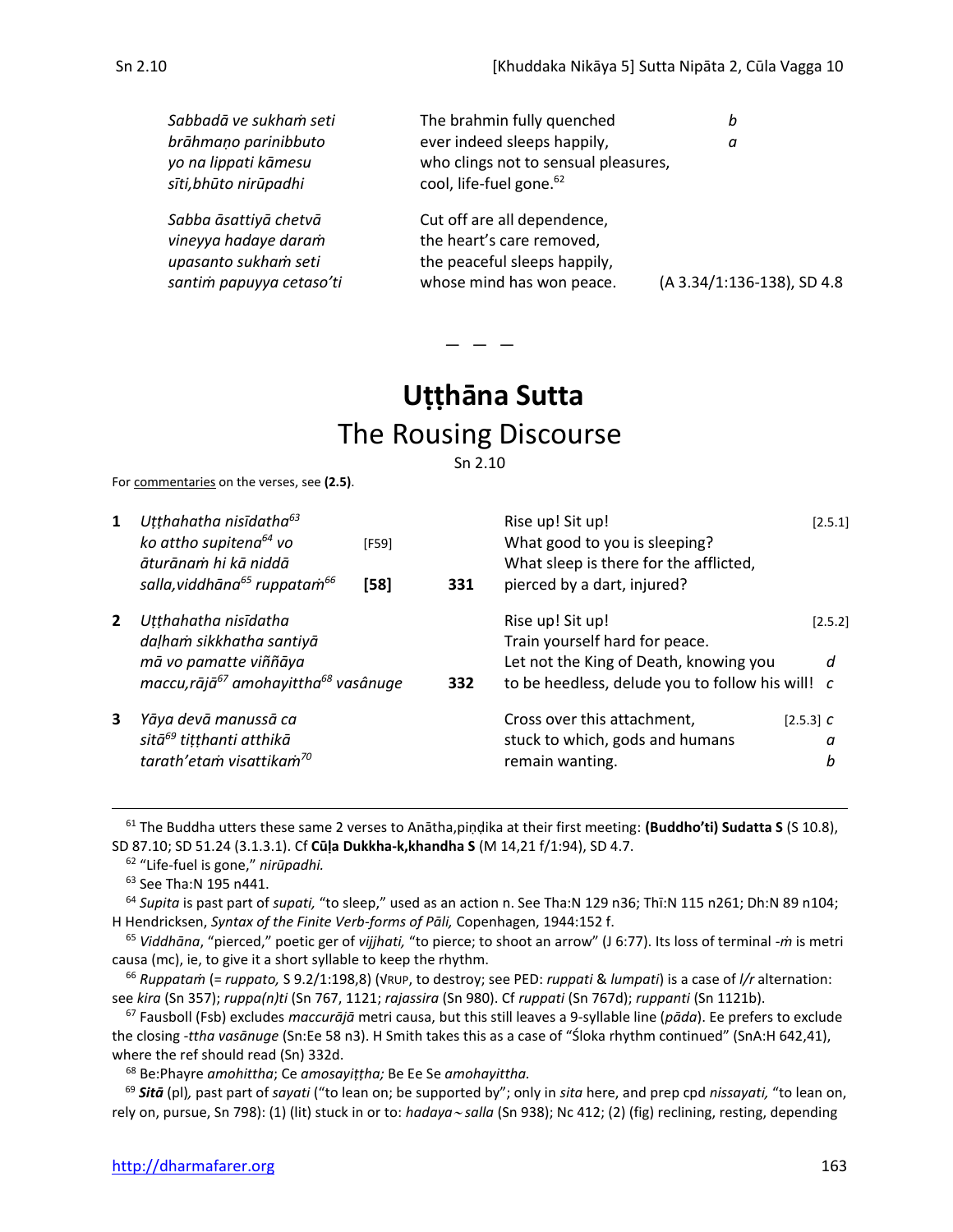| | | |
|---|---|---|
| *Sabbadā ve sukhaṁ seti* | The brahmin fully quenched | *b* |
| *brāhmaṇo parinibbuto* | ever indeed sleeps happily, | *a* |
| *yo na lippati kāmesu* | who clings not to sensual pleasures, | |
| *sīti,bhūto nirūpadhi* | cool, life-fuel gone.[62] | |
| *Sabba āsattiyā chetvā* | Cut off are all dependence, | |
| *vineyya hadaye daraṁ* | the heart's care removed, | |
| *upasanto sukhaṁ seti* | the peaceful sleeps happily, | |
| *santiṁ papuyya cetaso'ti* | whose mind has won peace. | (A 3.34/1:136-138), SD 4.8 |

— — —

# Uṭṭhāna Sutta

## The Rousing Discourse

Sn 2.10

For commentaries on the verses, see **(2.5)**.

| | | | | | | |
|---|---|---|---|---|---|---|
| **1** | *Uṭṭhahatha nisīdatha*[63] | | | Rise up! Sit up! | [2.5.1] | |
| | *ko attho supitena*[64] *vo* | [F59] | | What good to you is sleeping? | | |
| | *āturānaṁ hi kā niddā* | | | What sleep is there for the afflicted, | | |
| | *salla,viddhāna*[65] *ruppataṁ*[66] | **[58]** | **331** | pierced by a dart, injured? | | |
| **2** | *Uṭṭhahatha nisīdatha* | | | Rise up! Sit up! | [2.5.2] | |
| | *daḷhaṁ sikkhatha santiyā* | | | Train yourself hard for peace. | | |
| | *mā vo pamatte viññāya* | | | Let not the King of Death, knowing you | | *d* |
| | *maccu,rājā*[67] *amohayittha*[68] *vasânuge* | | **332** | to be heedless, delude you to follow his will! | | *c* |
| **3** | *Yāya devā manussā ca* | | | Cross over this attachment, | [2.5.3] | *c* |
| | *sitā*[69] *tiṭṭhanti atthikā* | | | stuck to which, gods and humans | | *a* |
| | *tarath'etaṁ visattikaṁ*[70] | | | remain wanting. | | *b* |

---

[61] The Buddha utters these same 2 verses to Anātha,piṇḍika at their first meeting: **(Buddho'ti) Sudatta S** (S 10.8), SD 87.10; SD 51.24 (3.1.3.1). Cf **Cūḷa Dukkha-k,khandha S** (M 14,21 f/1:94), SD 4.7.

[62] "Life-fuel is gone," *nirūpadhi.*

[63] See Tha:N 195 n441.

[64] *Supita* is past part of *supati,* "to sleep," used as an action n. See Tha:N 129 n36; Thī:N 115 n261; Dh:N 89 n104; H Hendricksen, *Syntax of the Finite Verb-forms of Pāli,* Copenhagen, 1944:152 f.

[65] *Viddhāna*, "pierced," poetic ger of *vijjhati,* "to pierce; to shoot an arrow" (J 6:77). Its loss of terminal -*ṁ* is metri causa (mc), ie, to give it a short syllable to keep the rhythm.

[66] *Ruppataṁ* (= *ruppato,* S 9.2/1:198,8) (√RUP, to destroy; see PED: *ruppati* & *lumpati*) is a case of *l/r* alternation: see *kira* (Sn 357); *ruppa(n)ti* (Sn 767, 1121; *rajassira* (Sn 980). Cf *ruppati* (Sn 767d); *ruppanti* (Sn 1121b).

[67] Fausboll (Fsb) excludes *maccurājā* metri causa, but this still leaves a 9-syllable line (*pāda*). Ee prefers to exclude the closing -*ttha vasānuge* (Sn:Ee 58 n3). H Smith takes this as a case of "Śloka rhythm continued" (SnA:H 642,41), where the ref should read (Sn) 332d.

[68] Be:Phayre *amohittha*; Ce *amosayiṭṭha;* Be Ee Se *amohayittha.*

[69] ***Sitā*** (pl)*,* past part of *sayati* ("to lean on; be supported by"; only in *sita* here, and prep cpd *nissayati,* "to lean on, rely on, pursue, Sn 798): (1) (lit) stuck in or to: *hadaya~salla* (Sn 938); Nc 412; (2) (fig) reclining, resting, depending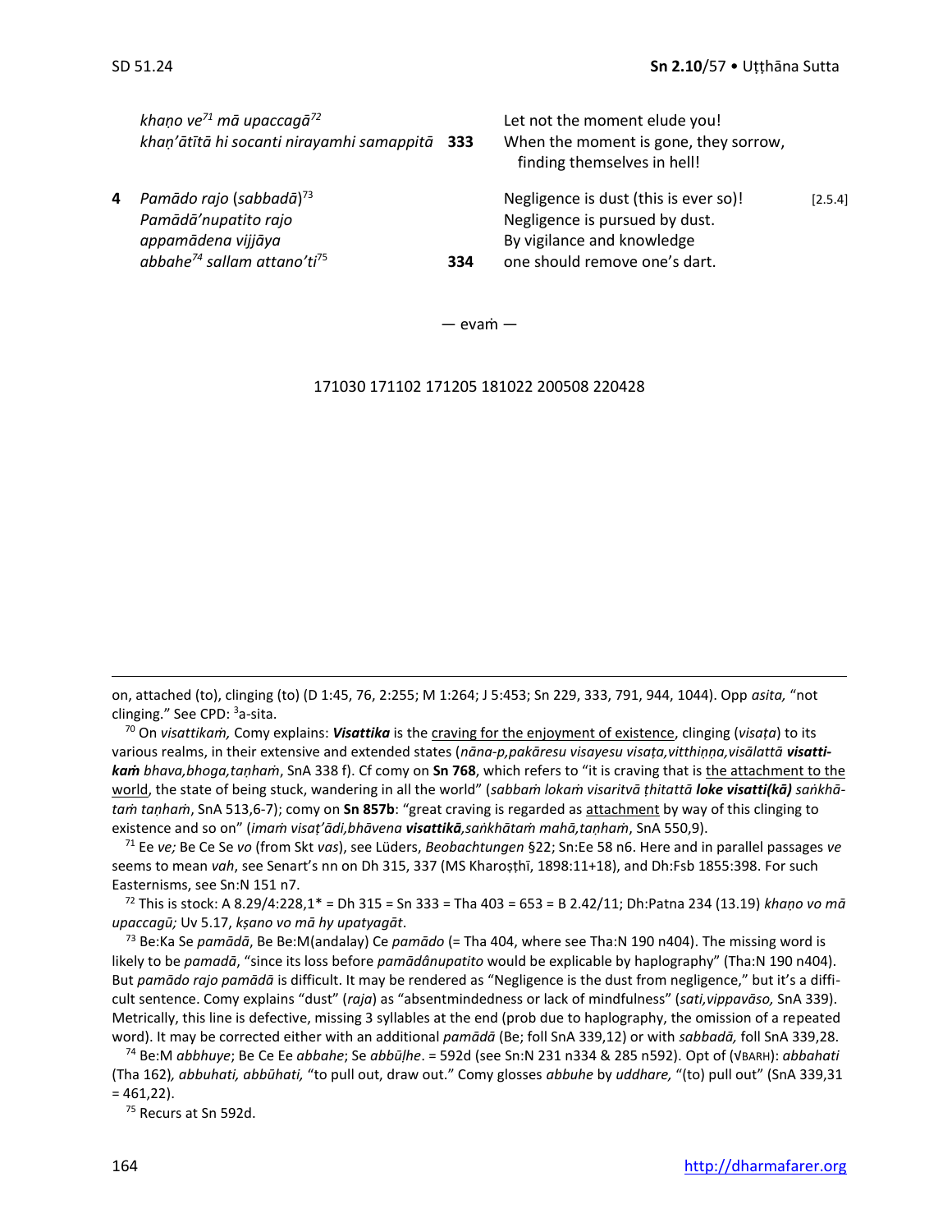| | | | | |
|---|---|---|---|---|
| | *khaṇo ve*[71] *mā upaccagā*[72] | | Let not the moment elude you! | |
| | *khaṇ'ātītā hi socanti nirayamhi samappitā* | **333** | When the moment is gone, they sorrow, finding themselves in hell! | |
| **4** | *Pamādo rajo* (*sabbadā*)[73] | | Negligence is dust (this is ever so)! | [2.5.4] |
| | *Pamādā'nupatito rajo* | | Negligence is pursued by dust. | |
| | *appamādena vijjāya* | | By vigilance and knowledge | |
| | *abbahe*[74] *sallam attano'ti*[75] | **334** | one should remove one's dart. | |

— evaṁ —

171030 171102 171205 181022 200508 220428

---

on, attached (to), clinging (to) (D 1:45, 76, 2:255; M 1:264; J 5:453; Sn 229, 333, 791, 944, 1044). Opp *asita,* "not clinging." See CPD: ³a-sita.

[70] On *visattikaṁ,* Comy explains: ***Visattika*** is the craving for the enjoyment of existence, clinging (*visaṭa*) to its various realms, in their extensive and extended states (*nāna-p,pakāresu visayesu visaṭa,vitthiṇṇa,visālattā* ***visatti-kaṁ*** *bhava,bhoga,taṇhaṁ*, SnA 338 f). Cf comy on **Sn 768**, which refers to "it is craving that is the attachment to the world, the state of being stuck, wandering in all the world" (*sabbaṁ lokaṁ visaritvā ṭhitattā* ***loke visatti(kā)*** *saṅkhā-taṁ taṇhaṁ*, SnA 513,6-7); comy on **Sn 857b**: "great craving is regarded as attachment by way of this clinging to existence and so on" (*imaṁ visaṭ'ādi,bhāvena* ***visattikā****,saṅkhātaṁ mahā,taṇhaṁ*, SnA 550,9).

[71] Ee *ve;* Be Ce Se *vo* (from Skt *vas*), see Lüders, *Beobachtungen* §22; Sn:Ee 58 n6. Here and in parallel passages *ve* seems to mean *vah*, see Senart's nn on Dh 315, 337 (MS Kharoṣṭhī, 1898:11+18), and Dh:Fsb 1855:398. For such Easternisms, see Sn:N 151 n7.

[72] This is stock: A 8.29/4:228,1* = Dh 315 = Sn 333 = Tha 403 = 653 = B 2.42/11; Dh:Patna 234 (13.19) *khaṇo vo mā upaccagū;* Uv 5.17, *kṣano vo mā hy upatyagāt*.

[73] Be:Ka Se *pamādā*, Be Be:M(andalay) Ce *pamādo* (= Tha 404, where see Tha:N 190 n404). The missing word is likely to be *pamadā*, "since its loss before *pamādânupatito* would be explicable by haplography" (Tha:N 190 n404). But *pamādo rajo pamādā* is difficult. It may be rendered as "Negligence is the dust from negligence," but it's a difficult sentence. Comy explains "dust" (*raja*) as "absentmindedness or lack of mindfulness" (*sati,vippavāso,* SnA 339). Metrically, this line is defective, missing 3 syllables at the end (prob due to haplography, the omission of a repeated word). It may be corrected either with an additional *pamādā* (Be; foll SnA 339,12) or with *sabbadā,* foll SnA 339,28.

[74] Be:M *abbhuye*; Be Ce Ee *abbahe*; Se *abbūḷhe*. = 592d (see Sn:N 231 n334 & 285 n592). Opt of (√BARH): *abbahati* (Tha 162)*, abbuhati, abbūhati,* "to pull out, draw out." Comy glosses *abbuhe* by *uddhare,* "(to) pull out" (SnA 339,31 = 461,22).

[75] Recurs at Sn 592d.